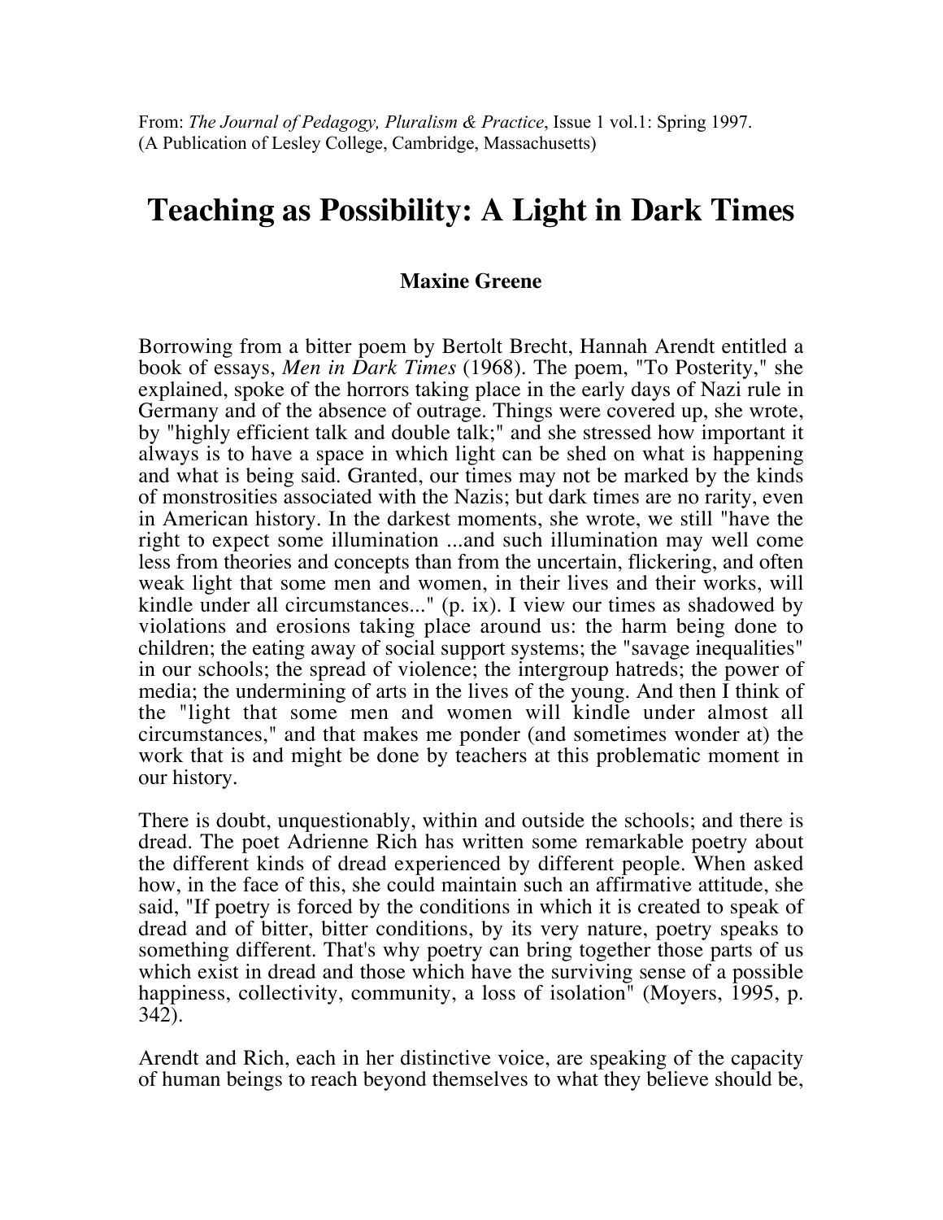From: *The Journal of Pedagogy, Pluralism & Practice*, Issue 1 vol.1: Spring 1997.
(A Publication of Lesley College, Cambridge, Massachusetts)

# Teaching as Possibility: A Light in Dark Times

**Maxine Greene**

Borrowing from a bitter poem by Bertolt Brecht, Hannah Arendt entitled a book of essays, *Men in Dark Times* (1968). The poem, "To Posterity," she explained, spoke of the horrors taking place in the early days of Nazi rule in Germany and of the absence of outrage. Things were covered up, she wrote, by "highly efficient talk and double talk;" and she stressed how important it always is to have a space in which light can be shed on what is happening and what is being said. Granted, our times may not be marked by the kinds of monstrosities associated with the Nazis; but dark times are no rarity, even in American history. In the darkest moments, she wrote, we still "have the right to expect some illumination ...and such illumination may well come less from theories and concepts than from the uncertain, flickering, and often weak light that some men and women, in their lives and their works, will kindle under all circumstances..." (p. ix). I view our times as shadowed by violations and erosions taking place around us: the harm being done to children; the eating away of social support systems; the "savage inequalities" in our schools; the spread of violence; the intergroup hatreds; the power of media; the undermining of arts in the lives of the young. And then I think of the "light that some men and women will kindle under almost all circumstances," and that makes me ponder (and sometimes wonder at) the work that is and might be done by teachers at this problematic moment in our history.

There is doubt, unquestionably, within and outside the schools; and there is dread. The poet Adrienne Rich has written some remarkable poetry about the different kinds of dread experienced by different people. When asked how, in the face of this, she could maintain such an affirmative attitude, she said, "If poetry is forced by the conditions in which it is created to speak of dread and of bitter, bitter conditions, by its very nature, poetry speaks to something different. That's why poetry can bring together those parts of us which exist in dread and those which have the surviving sense of a possible happiness, collectivity, community, a loss of isolation" (Moyers, 1995, p. 342).

Arendt and Rich, each in her distinctive voice, are speaking of the capacity of human beings to reach beyond themselves to what they believe should be,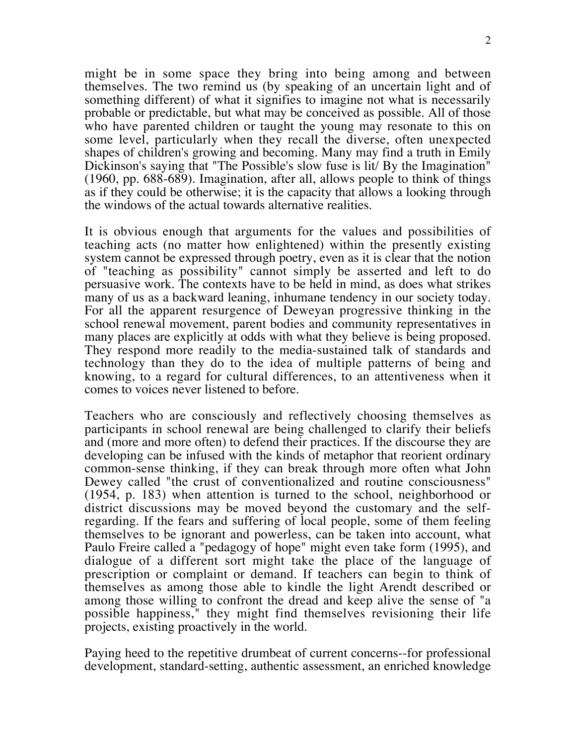might be in some space they bring into being among and between themselves. The two remind us (by speaking of an uncertain light and of something different) of what it signifies to imagine not what is necessarily probable or predictable, but what may be conceived as possible. All of those who have parented children or taught the young may resonate to this on some level, particularly when they recall the diverse, often unexpected shapes of children's growing and becoming. Many may find a truth in Emily Dickinson's saying that "The Possible's slow fuse is lit/ By the Imagination" (1960, pp. 688-689). Imagination, after all, allows people to think of things as if they could be otherwise; it is the capacity that allows a looking through the windows of the actual towards alternative realities.

It is obvious enough that arguments for the values and possibilities of teaching acts (no matter how enlightened) within the presently existing system cannot be expressed through poetry, even as it is clear that the notion of "teaching as possibility" cannot simply be asserted and left to do persuasive work. The contexts have to be held in mind, as does what strikes many of us as a backward leaning, inhumane tendency in our society today. For all the apparent resurgence of Deweyan progressive thinking in the school renewal movement, parent bodies and community representatives in many places are explicitly at odds with what they believe is being proposed. They respond more readily to the media-sustained talk of standards and technology than they do to the idea of multiple patterns of being and knowing, to a regard for cultural differences, to an attentiveness when it comes to voices never listened to before.

Teachers who are consciously and reflectively choosing themselves as participants in school renewal are being challenged to clarify their beliefs and (more and more often) to defend their practices. If the discourse they are developing can be infused with the kinds of metaphor that reorient ordinary common-sense thinking, if they can break through more often what John Dewey called "the crust of conventionalized and routine consciousness" (1954, p. 183) when attention is turned to the school, neighborhood or district discussions may be moved beyond the customary and the self-regarding. If the fears and suffering of local people, some of them feeling themselves to be ignorant and powerless, can be taken into account, what Paulo Freire called a "pedagogy of hope" might even take form (1995), and dialogue of a different sort might take the place of the language of prescription or complaint or demand. If teachers can begin to think of themselves as among those able to kindle the light Arendt described or among those willing to confront the dread and keep alive the sense of "a possible happiness," they might find themselves revisioning their life projects, existing proactively in the world.

Paying heed to the repetitive drumbeat of current concerns--for professional development, standard-setting, authentic assessment, an enriched knowledge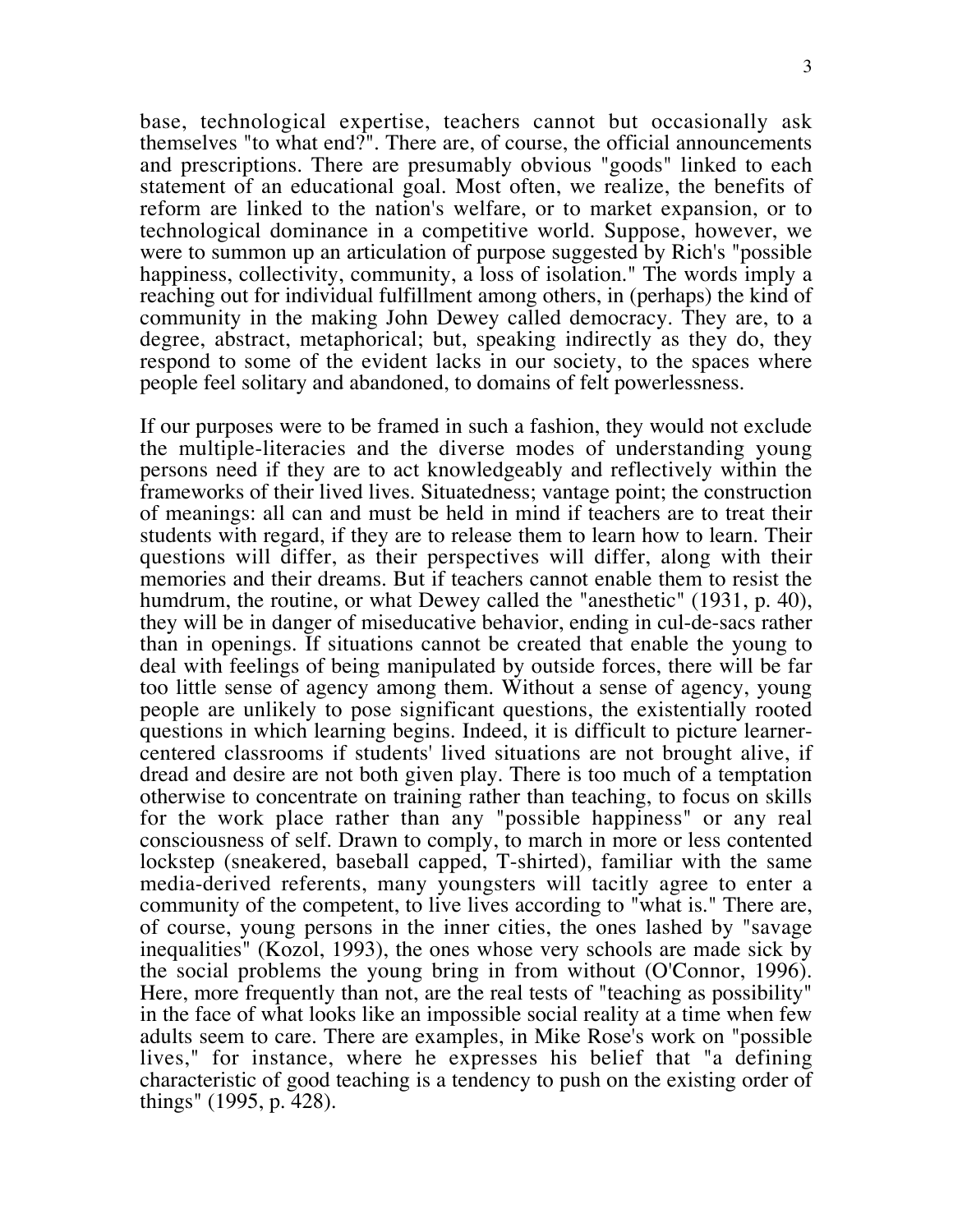base, technological expertise, teachers cannot but occasionally ask themselves "to what end?". There are, of course, the official announcements and prescriptions. There are presumably obvious "goods" linked to each statement of an educational goal. Most often, we realize, the benefits of reform are linked to the nation's welfare, or to market expansion, or to technological dominance in a competitive world. Suppose, however, we were to summon up an articulation of purpose suggested by Rich's "possible happiness, collectivity, community, a loss of isolation." The words imply a reaching out for individual fulfillment among others, in (perhaps) the kind of community in the making John Dewey called democracy. They are, to a degree, abstract, metaphorical; but, speaking indirectly as they do, they respond to some of the evident lacks in our society, to the spaces where people feel solitary and abandoned, to domains of felt powerlessness.

If our purposes were to be framed in such a fashion, they would not exclude the multiple-literacies and the diverse modes of understanding young persons need if they are to act knowledgeably and reflectively within the frameworks of their lived lives. Situatedness; vantage point; the construction of meanings: all can and must be held in mind if teachers are to treat their students with regard, if they are to release them to learn how to learn. Their questions will differ, as their perspectives will differ, along with their memories and their dreams. But if teachers cannot enable them to resist the humdrum, the routine, or what Dewey called the "anesthetic" (1931, p. 40), they will be in danger of miseducative behavior, ending in cul-de-sacs rather than in openings. If situations cannot be created that enable the young to deal with feelings of being manipulated by outside forces, there will be far too little sense of agency among them. Without a sense of agency, young people are unlikely to pose significant questions, the existentially rooted questions in which learning begins. Indeed, it is difficult to picture learner-centered classrooms if students' lived situations are not brought alive, if dread and desire are not both given play. There is too much of a temptation otherwise to concentrate on training rather than teaching, to focus on skills for the work place rather than any "possible happiness" or any real consciousness of self. Drawn to comply, to march in more or less contented lockstep (sneakered, baseball capped, T-shirted), familiar with the same media-derived referents, many youngsters will tacitly agree to enter a community of the competent, to live lives according to "what is." There are, of course, young persons in the inner cities, the ones lashed by "savage inequalities" (Kozol, 1993), the ones whose very schools are made sick by the social problems the young bring in from without (O'Connor, 1996). Here, more frequently than not, are the real tests of "teaching as possibility" in the face of what looks like an impossible social reality at a time when few adults seem to care. There are examples, in Mike Rose's work on "possible lives," for instance, where he expresses his belief that "a defining characteristic of good teaching is a tendency to push on the existing order of things" (1995, p. 428).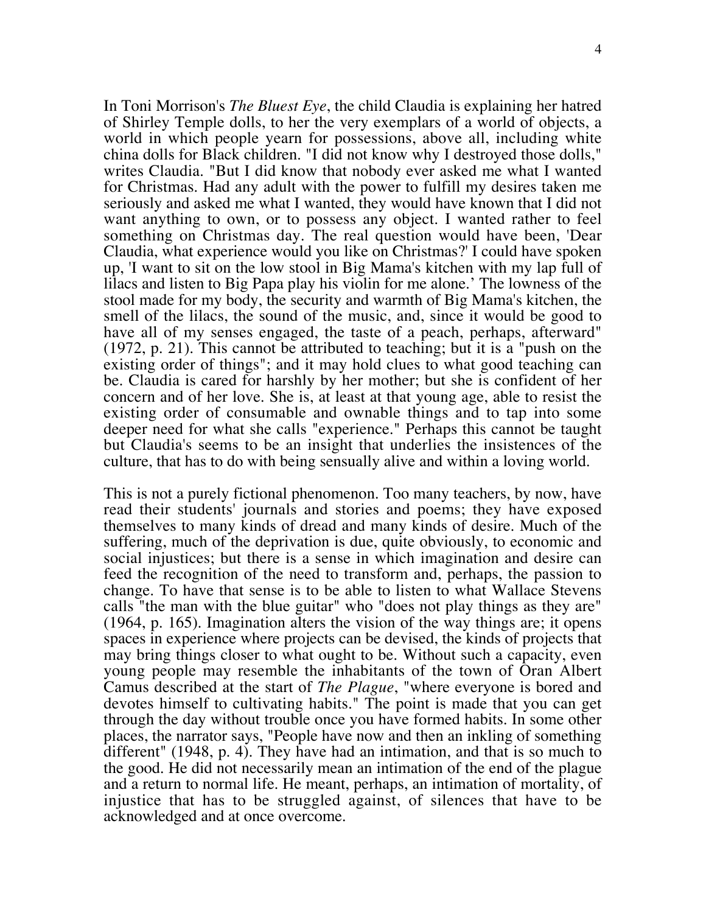In Toni Morrison's *The Bluest Eye*, the child Claudia is explaining her hatred of Shirley Temple dolls, to her the very exemplars of a world of objects, a world in which people yearn for possessions, above all, including white china dolls for Black children. "I did not know why I destroyed those dolls," writes Claudia. "But I did know that nobody ever asked me what I wanted for Christmas. Had any adult with the power to fulfill my desires taken me seriously and asked me what I wanted, they would have known that I did not want anything to own, or to possess any object. I wanted rather to feel something on Christmas day. The real question would have been, 'Dear Claudia, what experience would you like on Christmas?' I could have spoken up, 'I want to sit on the low stool in Big Mama's kitchen with my lap full of lilacs and listen to Big Papa play his violin for me alone.' The lowness of the stool made for my body, the security and warmth of Big Mama's kitchen, the smell of the lilacs, the sound of the music, and, since it would be good to have all of my senses engaged, the taste of a peach, perhaps, afterward" (1972, p. 21). This cannot be attributed to teaching; but it is a "push on the existing order of things"; and it may hold clues to what good teaching can be. Claudia is cared for harshly by her mother; but she is confident of her concern and of her love. She is, at least at that young age, able to resist the existing order of consumable and ownable things and to tap into some deeper need for what she calls "experience." Perhaps this cannot be taught but Claudia's seems to be an insight that underlies the insistences of the culture, that has to do with being sensually alive and within a loving world.

This is not a purely fictional phenomenon. Too many teachers, by now, have read their students' journals and stories and poems; they have exposed themselves to many kinds of dread and many kinds of desire. Much of the suffering, much of the deprivation is due, quite obviously, to economic and social injustices; but there is a sense in which imagination and desire can feed the recognition of the need to transform and, perhaps, the passion to change. To have that sense is to be able to listen to what Wallace Stevens calls "the man with the blue guitar" who "does not play things as they are" (1964, p. 165). Imagination alters the vision of the way things are; it opens spaces in experience where projects can be devised, the kinds of projects that may bring things closer to what ought to be. Without such a capacity, even young people may resemble the inhabitants of the town of Oran Albert Camus described at the start of *The Plague*, "where everyone is bored and devotes himself to cultivating habits." The point is made that you can get through the day without trouble once you have formed habits. In some other places, the narrator says, "People have now and then an inkling of something different" (1948, p. 4). They have had an intimation, and that is so much to the good. He did not necessarily mean an intimation of the end of the plague and a return to normal life. He meant, perhaps, an intimation of mortality, of injustice that has to be struggled against, of silences that have to be acknowledged and at once overcome.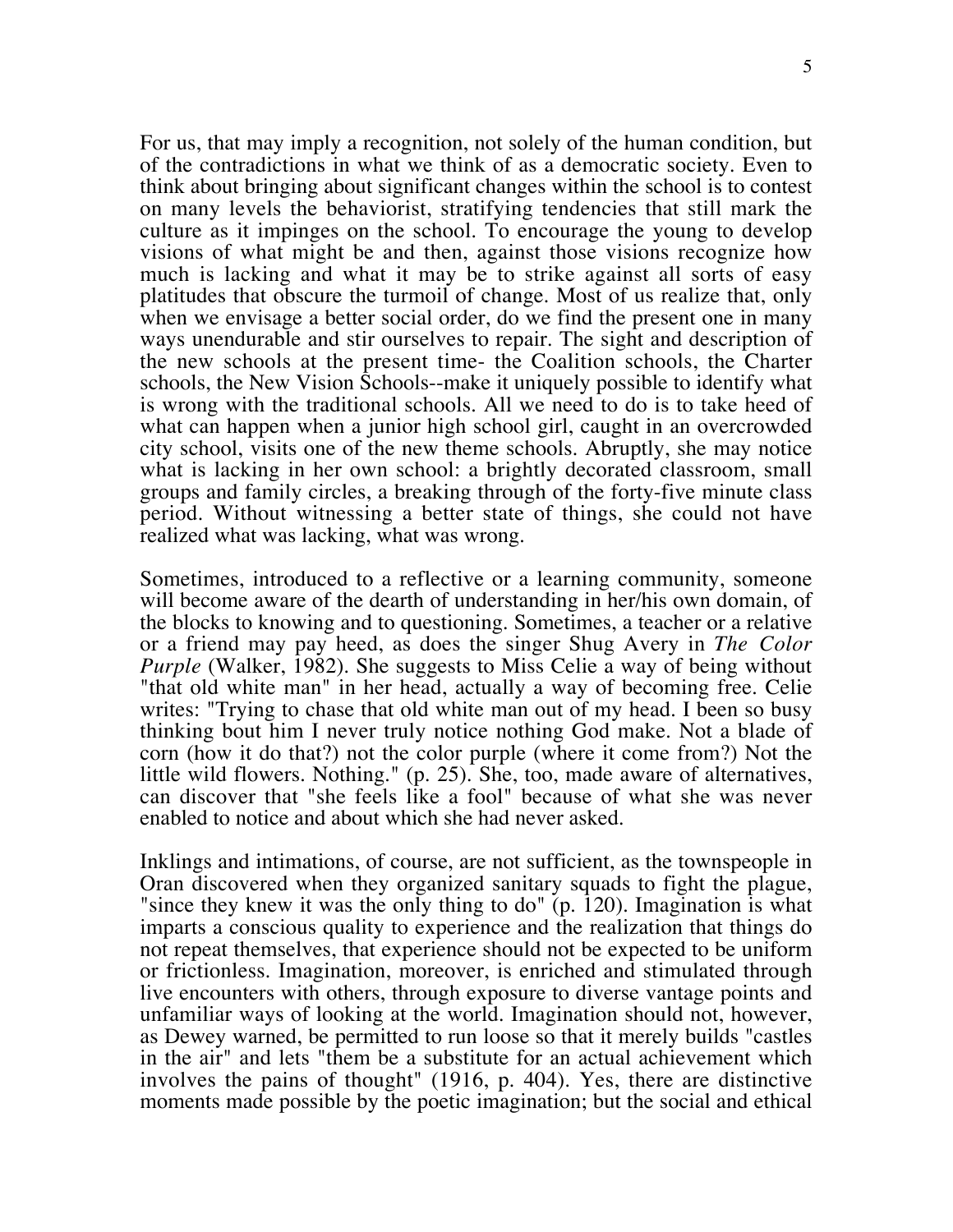For us, that may imply a recognition, not solely of the human condition, but of the contradictions in what we think of as a democratic society. Even to think about bringing about significant changes within the school is to contest on many levels the behaviorist, stratifying tendencies that still mark the culture as it impinges on the school. To encourage the young to develop visions of what might be and then, against those visions recognize how much is lacking and what it may be to strike against all sorts of easy platitudes that obscure the turmoil of change. Most of us realize that, only when we envisage a better social order, do we find the present one in many ways unendurable and stir ourselves to repair. The sight and description of the new schools at the present time- the Coalition schools, the Charter schools, the New Vision Schools--make it uniquely possible to identify what is wrong with the traditional schools. All we need to do is to take heed of what can happen when a junior high school girl, caught in an overcrowded city school, visits one of the new theme schools. Abruptly, she may notice what is lacking in her own school: a brightly decorated classroom, small groups and family circles, a breaking through of the forty-five minute class period. Without witnessing a better state of things, she could not have realized what was lacking, what was wrong.

Sometimes, introduced to a reflective or a learning community, someone will become aware of the dearth of understanding in her/his own domain, of the blocks to knowing and to questioning. Sometimes, a teacher or a relative or a friend may pay heed, as does the singer Shug Avery in *The Color Purple* (Walker, 1982). She suggests to Miss Celie a way of being without "that old white man" in her head, actually a way of becoming free. Celie writes: "Trying to chase that old white man out of my head. I been so busy thinking bout him I never truly notice nothing God make. Not a blade of corn (how it do that?) not the color purple (where it come from?) Not the little wild flowers. Nothing." (p. 25). She, too, made aware of alternatives, can discover that "she feels like a fool" because of what she was never enabled to notice and about which she had never asked.

Inklings and intimations, of course, are not sufficient, as the townspeople in Oran discovered when they organized sanitary squads to fight the plague, "since they knew it was the only thing to do" (p. 120). Imagination is what imparts a conscious quality to experience and the realization that things do not repeat themselves, that experience should not be expected to be uniform or frictionless. Imagination, moreover, is enriched and stimulated through live encounters with others, through exposure to diverse vantage points and unfamiliar ways of looking at the world. Imagination should not, however, as Dewey warned, be permitted to run loose so that it merely builds "castles in the air" and lets "them be a substitute for an actual achievement which involves the pains of thought" (1916, p. 404). Yes, there are distinctive moments made possible by the poetic imagination; but the social and ethical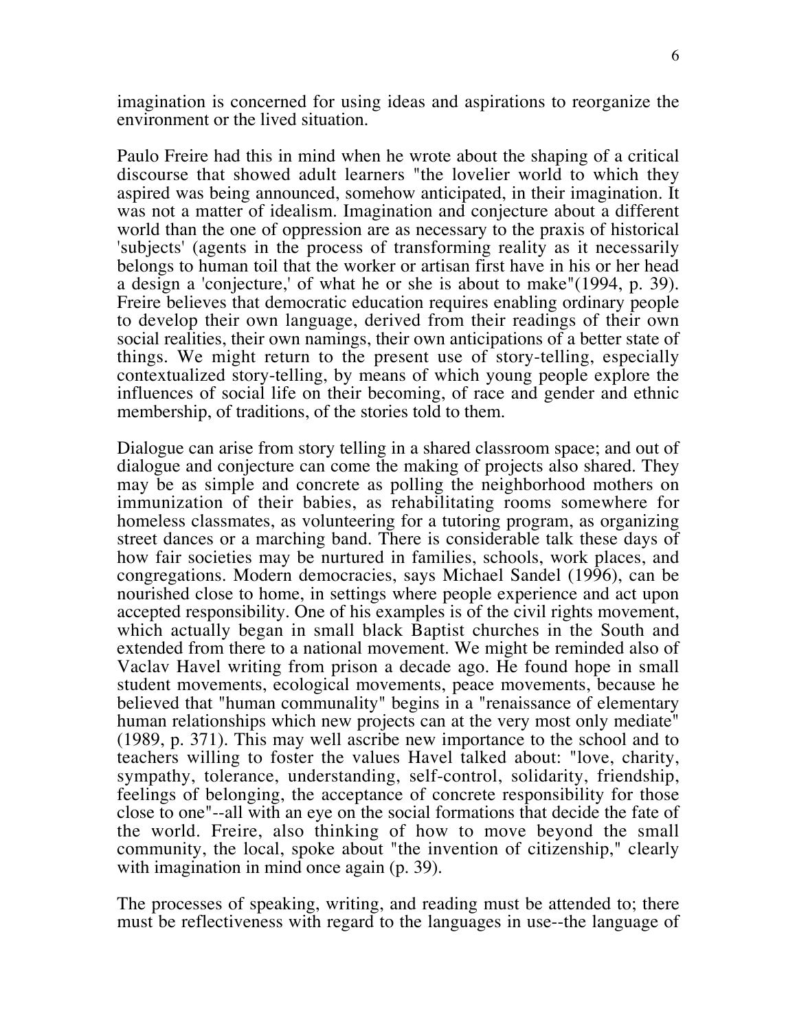imagination is concerned for using ideas and aspirations to reorganize the environment or the lived situation.

Paulo Freire had this in mind when he wrote about the shaping of a critical discourse that showed adult learners "the lovelier world to which they aspired was being announced, somehow anticipated, in their imagination. It was not a matter of idealism. Imagination and conjecture about a different world than the one of oppression are as necessary to the praxis of historical 'subjects' (agents in the process of transforming reality as it necessarily belongs to human toil that the worker or artisan first have in his or her head a design a 'conjecture,' of what he or she is about to make"(1994, p. 39). Freire believes that democratic education requires enabling ordinary people to develop their own language, derived from their readings of their own social realities, their own namings, their own anticipations of a better state of things. We might return to the present use of story-telling, especially contextualized story-telling, by means of which young people explore the influences of social life on their becoming, of race and gender and ethnic membership, of traditions, of the stories told to them.

Dialogue can arise from story telling in a shared classroom space; and out of dialogue and conjecture can come the making of projects also shared. They may be as simple and concrete as polling the neighborhood mothers on immunization of their babies, as rehabilitating rooms somewhere for homeless classmates, as volunteering for a tutoring program, as organizing street dances or a marching band. There is considerable talk these days of how fair societies may be nurtured in families, schools, work places, and congregations. Modern democracies, says Michael Sandel (1996), can be nourished close to home, in settings where people experience and act upon accepted responsibility. One of his examples is of the civil rights movement, which actually began in small black Baptist churches in the South and extended from there to a national movement. We might be reminded also of Vaclav Havel writing from prison a decade ago. He found hope in small student movements, ecological movements, peace movements, because he believed that "human communality" begins in a "renaissance of elementary human relationships which new projects can at the very most only mediate" (1989, p. 371). This may well ascribe new importance to the school and to teachers willing to foster the values Havel talked about: "love, charity, sympathy, tolerance, understanding, self-control, solidarity, friendship, feelings of belonging, the acceptance of concrete responsibility for those close to one"--all with an eye on the social formations that decide the fate of the world. Freire, also thinking of how to move beyond the small community, the local, spoke about "the invention of citizenship," clearly with imagination in mind once again (p. 39).

The processes of speaking, writing, and reading must be attended to; there must be reflectiveness with regard to the languages in use--the language of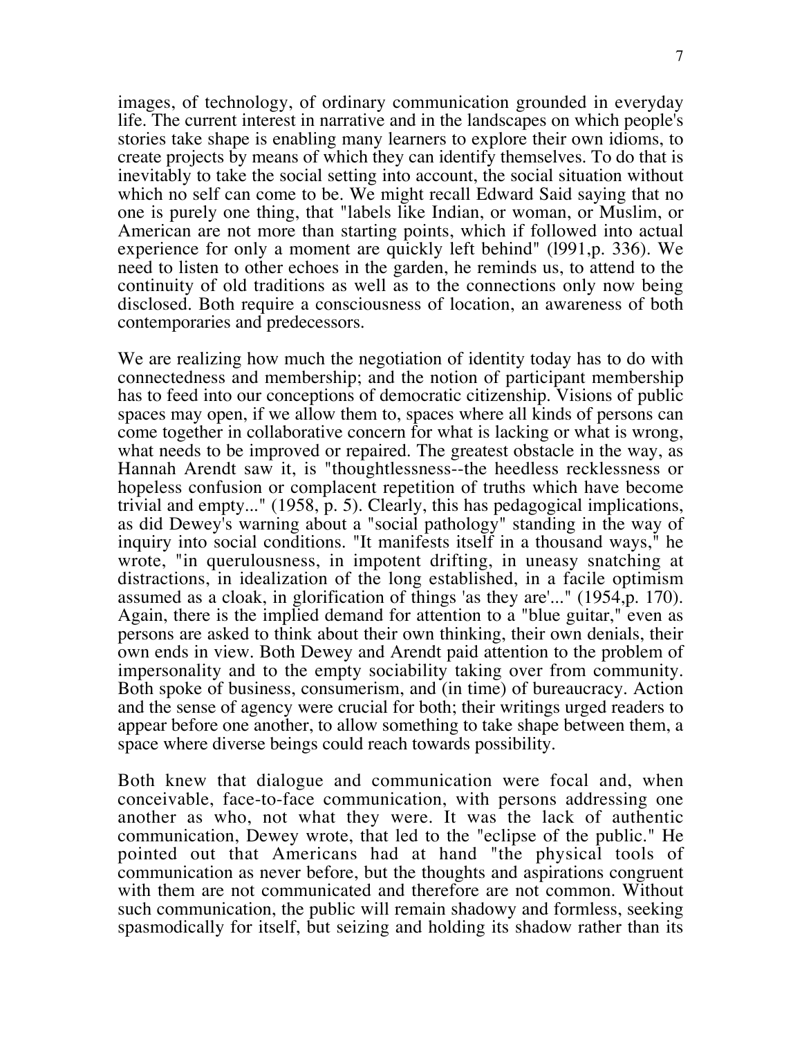images, of technology, of ordinary communication grounded in everyday life. The current interest in narrative and in the landscapes on which people's stories take shape is enabling many learners to explore their own idioms, to create projects by means of which they can identify themselves. To do that is inevitably to take the social setting into account, the social situation without which no self can come to be. We might recall Edward Said saying that no one is purely one thing, that "labels like Indian, or woman, or Muslim, or American are not more than starting points, which if followed into actual experience for only a moment are quickly left behind" (l991,p. 336). We need to listen to other echoes in the garden, he reminds us, to attend to the continuity of old traditions as well as to the connections only now being disclosed. Both require a consciousness of location, an awareness of both contemporaries and predecessors.

We are realizing how much the negotiation of identity today has to do with connectedness and membership; and the notion of participant membership has to feed into our conceptions of democratic citizenship. Visions of public spaces may open, if we allow them to, spaces where all kinds of persons can come together in collaborative concern for what is lacking or what is wrong, what needs to be improved or repaired. The greatest obstacle in the way, as Hannah Arendt saw it, is "thoughtlessness--the heedless recklessness or hopeless confusion or complacent repetition of truths which have become trivial and empty..." (1958, p. 5). Clearly, this has pedagogical implications, as did Dewey's warning about a "social pathology" standing in the way of inquiry into social conditions. "It manifests itself in a thousand ways," he wrote, "in querulousness, in impotent drifting, in uneasy snatching at distractions, in idealization of the long established, in a facile optimism assumed as a cloak, in glorification of things 'as they are'..." (1954,p. 170). Again, there is the implied demand for attention to a "blue guitar," even as persons are asked to think about their own thinking, their own denials, their own ends in view. Both Dewey and Arendt paid attention to the problem of impersonality and to the empty sociability taking over from community. Both spoke of business, consumerism, and (in time) of bureaucracy. Action and the sense of agency were crucial for both; their writings urged readers to appear before one another, to allow something to take shape between them, a space where diverse beings could reach towards possibility.

Both knew that dialogue and communication were focal and, when conceivable, face-to-face communication, with persons addressing one another as who, not what they were. It was the lack of authentic communication, Dewey wrote, that led to the "eclipse of the public." He pointed out that Americans had at hand "the physical tools of communication as never before, but the thoughts and aspirations congruent with them are not communicated and therefore are not common. Without such communication, the public will remain shadowy and formless, seeking spasmodically for itself, but seizing and holding its shadow rather than its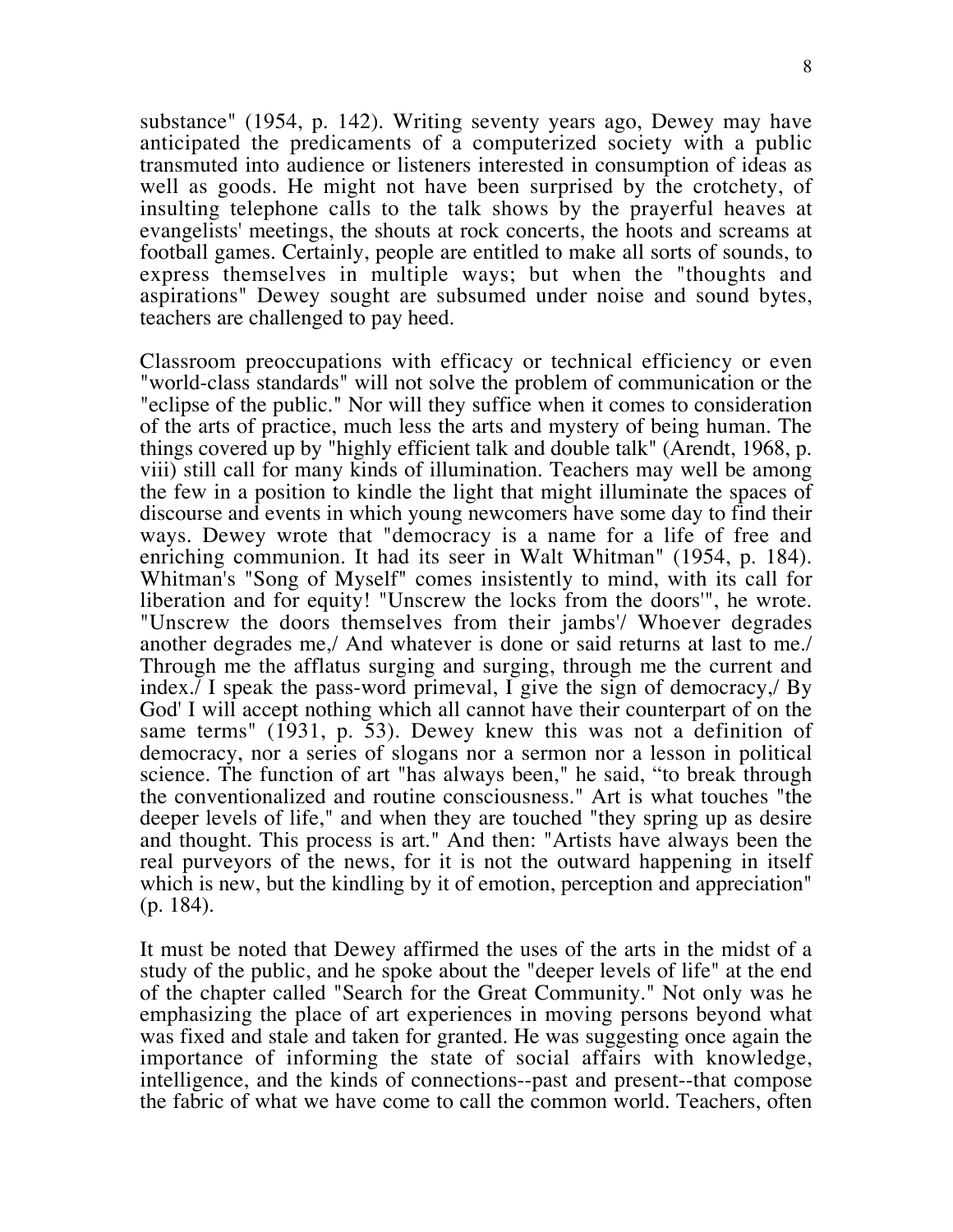substance" (1954, p. 142). Writing seventy years ago, Dewey may have anticipated the predicaments of a computerized society with a public transmuted into audience or listeners interested in consumption of ideas as well as goods. He might not have been surprised by the crotchety, of insulting telephone calls to the talk shows by the prayerful heaves at evangelists' meetings, the shouts at rock concerts, the hoots and screams at football games. Certainly, people are entitled to make all sorts of sounds, to express themselves in multiple ways; but when the "thoughts and aspirations" Dewey sought are subsumed under noise and sound bytes, teachers are challenged to pay heed.

Classroom preoccupations with efficacy or technical efficiency or even "world-class standards" will not solve the problem of communication or the "eclipse of the public." Nor will they suffice when it comes to consideration of the arts of practice, much less the arts and mystery of being human. The things covered up by "highly efficient talk and double talk" (Arendt, 1968, p. viii) still call for many kinds of illumination. Teachers may well be among the few in a position to kindle the light that might illuminate the spaces of discourse and events in which young newcomers have some day to find their ways. Dewey wrote that "democracy is a name for a life of free and enriching communion. It had its seer in Walt Whitman" (1954, p. 184). Whitman's "Song of Myself" comes insistently to mind, with its call for liberation and for equity! "Unscrew the locks from the doors'", he wrote. "Unscrew the doors themselves from their jambs'/ Whoever degrades another degrades me,/ And whatever is done or said returns at last to me./ Through me the afflatus surging and surging, through me the current and index./ I speak the pass-word primeval, I give the sign of democracy,/ By God' I will accept nothing which all cannot have their counterpart of on the same terms" (1931, p. 53). Dewey knew this was not a definition of democracy, nor a series of slogans nor a sermon nor a lesson in political science. The function of art "has always been," he said, "to break through the conventionalized and routine consciousness." Art is what touches "the deeper levels of life," and when they are touched "they spring up as desire and thought. This process is art." And then: "Artists have always been the real purveyors of the news, for it is not the outward happening in itself which is new, but the kindling by it of emotion, perception and appreciation" (p. 184).

It must be noted that Dewey affirmed the uses of the arts in the midst of a study of the public, and he spoke about the "deeper levels of life" at the end of the chapter called "Search for the Great Community." Not only was he emphasizing the place of art experiences in moving persons beyond what was fixed and stale and taken for granted. He was suggesting once again the importance of informing the state of social affairs with knowledge, intelligence, and the kinds of connections--past and present--that compose the fabric of what we have come to call the common world. Teachers, often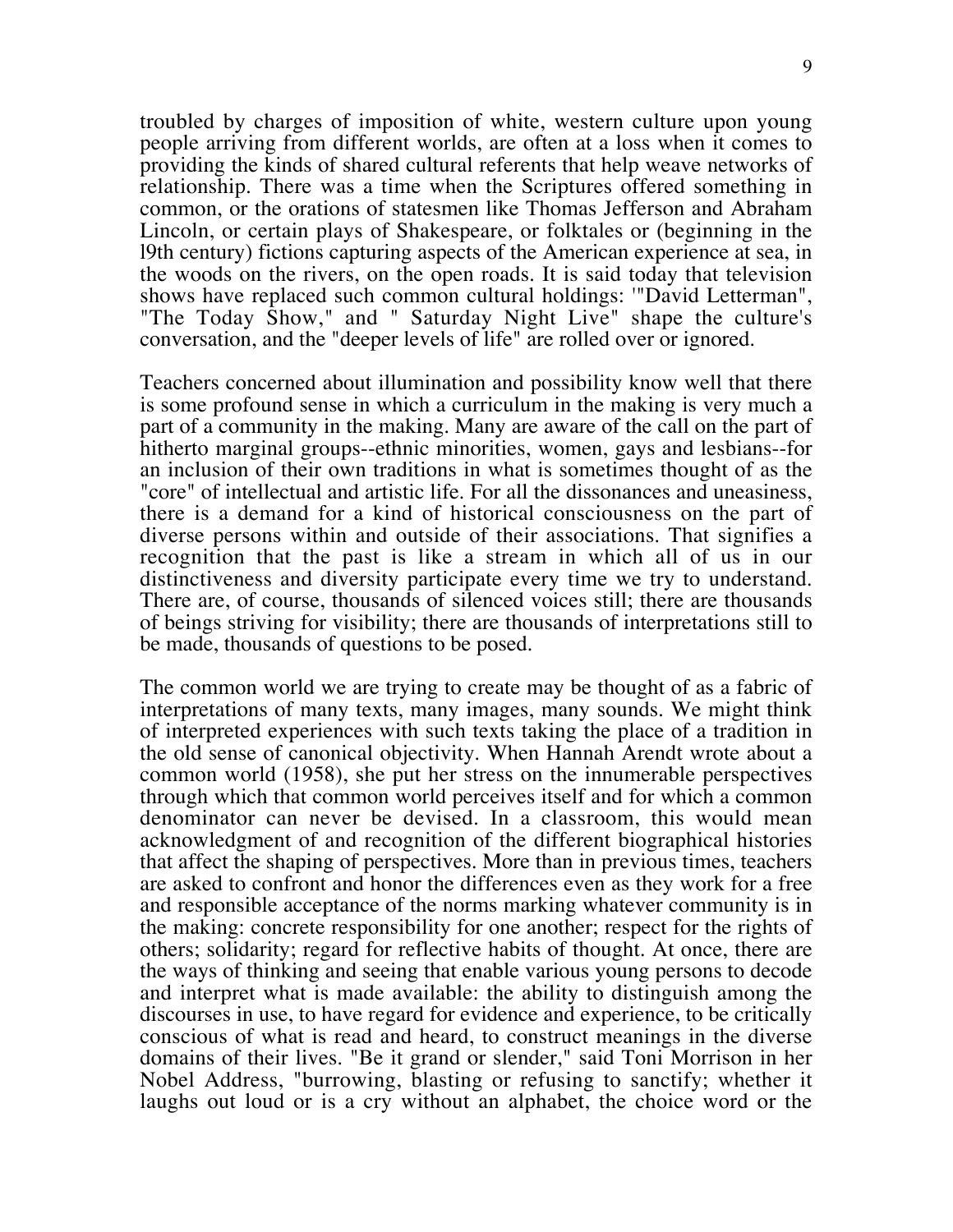troubled by charges of imposition of white, western culture upon young people arriving from different worlds, are often at a loss when it comes to providing the kinds of shared cultural referents that help weave networks of relationship. There was a time when the Scriptures offered something in common, or the orations of statesmen like Thomas Jefferson and Abraham Lincoln, or certain plays of Shakespeare, or folktales or (beginning in the l9th century) fictions capturing aspects of the American experience at sea, in the woods on the rivers, on the open roads. It is said today that television shows have replaced such common cultural holdings: '"David Letterman", "The Today Show," and " Saturday Night Live" shape the culture's conversation, and the "deeper levels of life" are rolled over or ignored.

Teachers concerned about illumination and possibility know well that there is some profound sense in which a curriculum in the making is very much a part of a community in the making. Many are aware of the call on the part of hitherto marginal groups--ethnic minorities, women, gays and lesbians--for an inclusion of their own traditions in what is sometimes thought of as the "core" of intellectual and artistic life. For all the dissonances and uneasiness, there is a demand for a kind of historical consciousness on the part of diverse persons within and outside of their associations. That signifies a recognition that the past is like a stream in which all of us in our distinctiveness and diversity participate every time we try to understand. There are, of course, thousands of silenced voices still; there are thousands of beings striving for visibility; there are thousands of interpretations still to be made, thousands of questions to be posed.

The common world we are trying to create may be thought of as a fabric of interpretations of many texts, many images, many sounds. We might think of interpreted experiences with such texts taking the place of a tradition in the old sense of canonical objectivity. When Hannah Arendt wrote about a common world (1958), she put her stress on the innumerable perspectives through which that common world perceives itself and for which a common denominator can never be devised. In a classroom, this would mean acknowledgment of and recognition of the different biographical histories that affect the shaping of perspectives. More than in previous times, teachers are asked to confront and honor the differences even as they work for a free and responsible acceptance of the norms marking whatever community is in the making: concrete responsibility for one another; respect for the rights of others; solidarity; regard for reflective habits of thought. At once, there are the ways of thinking and seeing that enable various young persons to decode and interpret what is made available: the ability to distinguish among the discourses in use, to have regard for evidence and experience, to be critically conscious of what is read and heard, to construct meanings in the diverse domains of their lives. "Be it grand or slender," said Toni Morrison in her Nobel Address, "burrowing, blasting or refusing to sanctify; whether it laughs out loud or is a cry without an alphabet, the choice word or the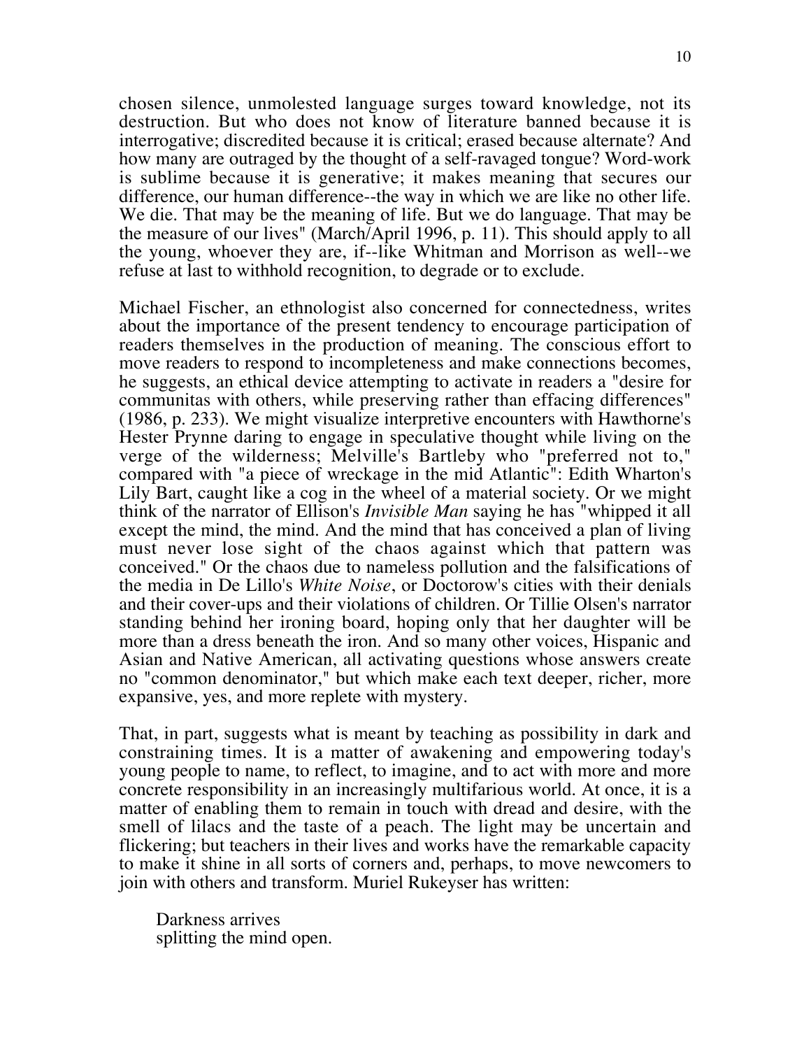chosen silence, unmolested language surges toward knowledge, not its destruction. But who does not know of literature banned because it is interrogative; discredited because it is critical; erased because alternate? And how many are outraged by the thought of a self-ravaged tongue? Word-work is sublime because it is generative; it makes meaning that secures our difference, our human difference--the way in which we are like no other life. We die. That may be the meaning of life. But we do language. That may be the measure of our lives" (March/April 1996, p. 11). This should apply to all the young, whoever they are, if--like Whitman and Morrison as well--we refuse at last to withhold recognition, to degrade or to exclude.

Michael Fischer, an ethnologist also concerned for connectedness, writes about the importance of the present tendency to encourage participation of readers themselves in the production of meaning. The conscious effort to move readers to respond to incompleteness and make connections becomes, he suggests, an ethical device attempting to activate in readers a "desire for communitas with others, while preserving rather than effacing differences" (1986, p. 233). We might visualize interpretive encounters with Hawthorne's Hester Prynne daring to engage in speculative thought while living on the verge of the wilderness; Melville's Bartleby who "preferred not to," compared with "a piece of wreckage in the mid Atlantic": Edith Wharton's Lily Bart, caught like a cog in the wheel of a material society. Or we might think of the narrator of Ellison's *Invisible Man* saying he has "whipped it all except the mind, the mind. And the mind that has conceived a plan of living must never lose sight of the chaos against which that pattern was conceived." Or the chaos due to nameless pollution and the falsifications of the media in De Lillo's *White Noise*, or Doctorow's cities with their denials and their cover-ups and their violations of children. Or Tillie Olsen's narrator standing behind her ironing board, hoping only that her daughter will be more than a dress beneath the iron. And so many other voices, Hispanic and Asian and Native American, all activating questions whose answers create no "common denominator," but which make each text deeper, richer, more expansive, yes, and more replete with mystery.

That, in part, suggests what is meant by teaching as possibility in dark and constraining times. It is a matter of awakening and empowering today's young people to name, to reflect, to imagine, and to act with more and more concrete responsibility in an increasingly multifarious world. At once, it is a matter of enabling them to remain in touch with dread and desire, with the smell of lilacs and the taste of a peach. The light may be uncertain and flickering; but teachers in their lives and works have the remarkable capacity to make it shine in all sorts of corners and, perhaps, to move newcomers to join with others and transform. Muriel Rukeyser has written:

> Darkness arrives
> splitting the mind open.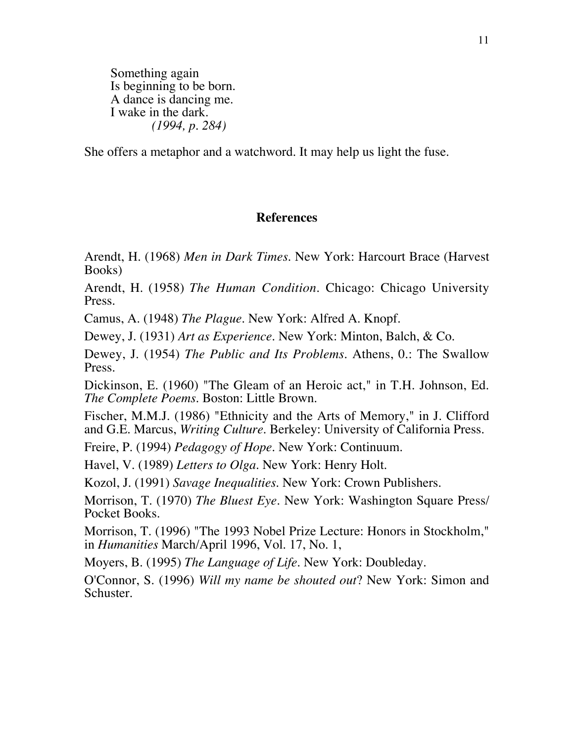Something again
Is beginning to be born.
A dance is dancing me.
I wake in the dark.
*(1994, p. 284)*

She offers a metaphor and a watchword. It may help us light the fuse.

## References

Arendt, H. (1968) *Men in Dark Times*. New York: Harcourt Brace (Harvest Books)

Arendt, H. (1958) *The Human Condition*. Chicago: Chicago University Press.

Camus, A. (1948) *The Plague*. New York: Alfred A. Knopf.

Dewey, J. (1931) *Art as Experience*. New York: Minton, Balch, & Co.

Dewey, J. (1954) *The Public and Its Problems*. Athens, 0.: The Swallow Press.

Dickinson, E. (1960) "The Gleam of an Heroic act," in T.H. Johnson, Ed. *The Complete Poems*. Boston: Little Brown.

Fischer, M.M.J. (1986) "Ethnicity and the Arts of Memory," in J. Clifford and G.E. Marcus, *Writing Culture*. Berkeley: University of California Press.

Freire, P. (1994) *Pedagogy of Hope*. New York: Continuum.

Havel, V. (1989) *Letters to Olga*. New York: Henry Holt.

Kozol, J. (1991) *Savage Inequalities*. New York: Crown Publishers.

Morrison, T. (1970) *The Bluest Eye*. New York: Washington Square Press/ Pocket Books.

Morrison, T. (1996) "The 1993 Nobel Prize Lecture: Honors in Stockholm," in *Humanities* March/April 1996, Vol. 17, No. 1,

Moyers, B. (1995) *The Language of Life*. New York: Doubleday.

O'Connor, S. (1996) *Will my name be shouted out*? New York: Simon and Schuster.